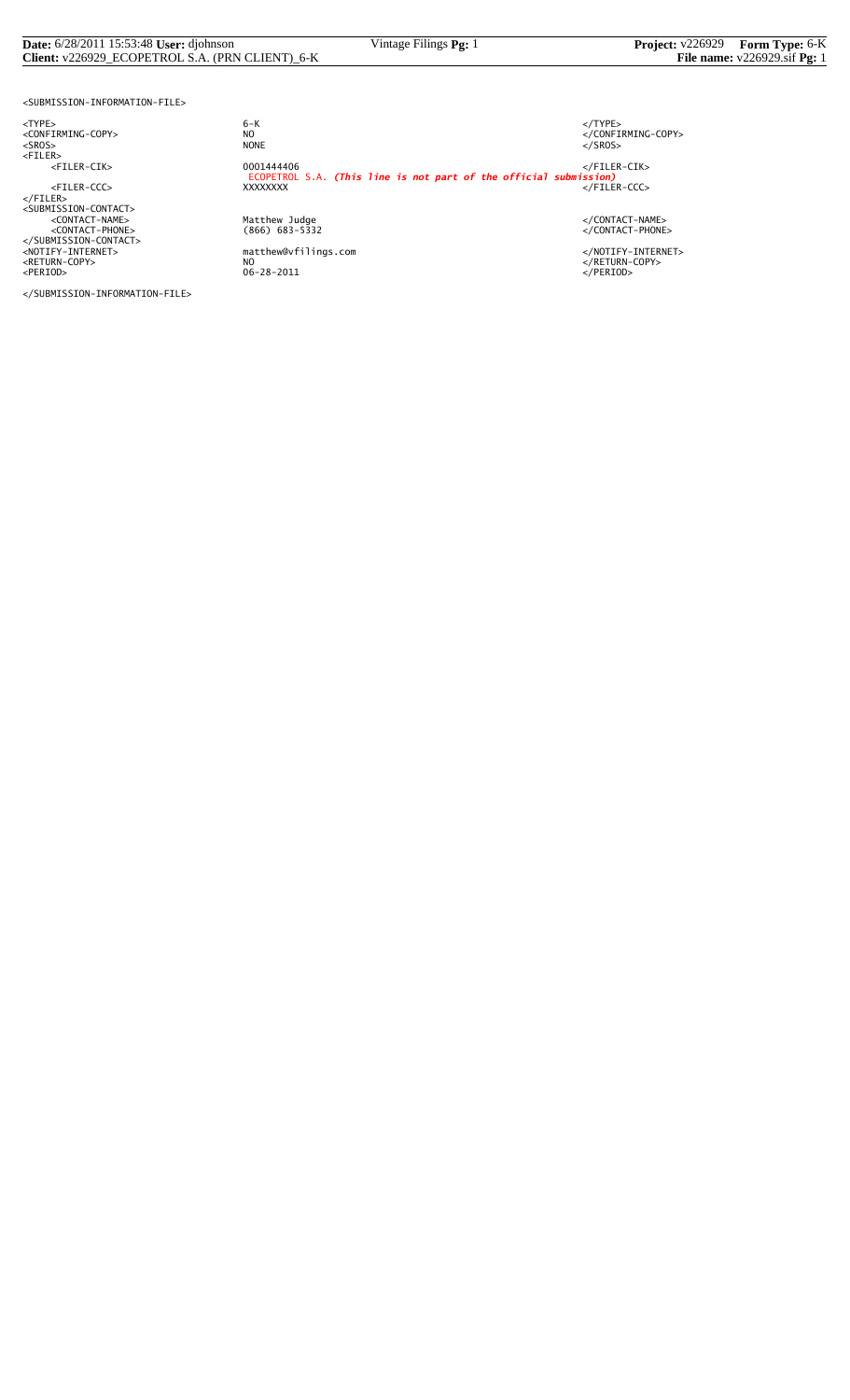```
<SUBMISSION-INFORMATION-FILE>

<TYPE>                          6-K                                                                     </TYPE>
<CONFIRMING-COPY>               NO                                                                      </CONFIRMING-COPY>
<SROS>                          NONE                                                                    </SROS>
<FILER>
     <FILER-CIK>                0001444406                                                              </FILER-CIK>
                                ECOPETROL S.A. (This line is not part of the official submission)
     <FILER-CCC>                XXXXXXXX                                                                </FILER-CCC>
</FILER>
<SUBMISSION-CONTACT>
     <CONTACT-NAME>             Matthew Judge                                                           </CONTACT-NAME>
     <CONTACT-PHONE>            (866) 683-5332                                                          </CONTACT-PHONE>
</SUBMISSION-CONTACT>
<NOTIFY-INTERNET>               matthew@vfilings.com                                                    </NOTIFY-INTERNET>
<RETURN-COPY>                   NO                                                                      </RETURN-COPY>
<PERIOD>                        06-28-2011                                                              </PERIOD>

</SUBMISSION-INFORMATION-FILE>
```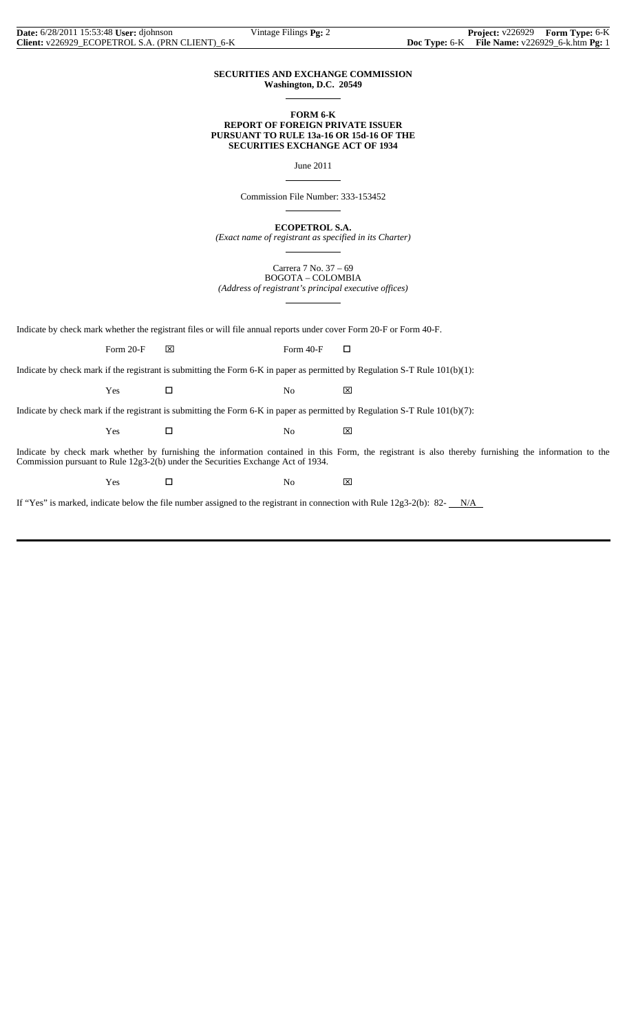**SECURITIES AND EXCHANGE COMMISSION**
**Washington, D.C. 20549**

**FORM 6-K**
**REPORT OF FOREIGN PRIVATE ISSUER**
**PURSUANT TO RULE 13a-16 OR 15d-16 OF THE**
**SECURITIES EXCHANGE ACT OF 1934**

June 2011

Commission File Number: 333-153452

**ECOPETROL S.A.**
*(Exact name of registrant as specified in its Charter)*

Carrera 7 No. 37 – 69
BOGOTA – COLOMBIA
*(Address of registrant's principal executive offices)*

Indicate by check mark whether the registrant files or will file annual reports under cover Form 20-F or Form 40-F.

Form 20-F ☒ Form 40-F ☐

Indicate by check mark if the registrant is submitting the Form 6-K in paper as permitted by Regulation S-T Rule 101(b)(1):

Yes ☐ No ☒

Indicate by check mark if the registrant is submitting the Form 6-K in paper as permitted by Regulation S-T Rule 101(b)(7):

Yes ☐ No ☒

Indicate by check mark whether by furnishing the information contained in this Form, the registrant is also thereby furnishing the information to the Commission pursuant to Rule 12g3-2(b) under the Securities Exchange Act of 1934.

Yes ☐ No ☒

If "Yes" is marked, indicate below the file number assigned to the registrant in connection with Rule 12g3-2(b): 82- N/A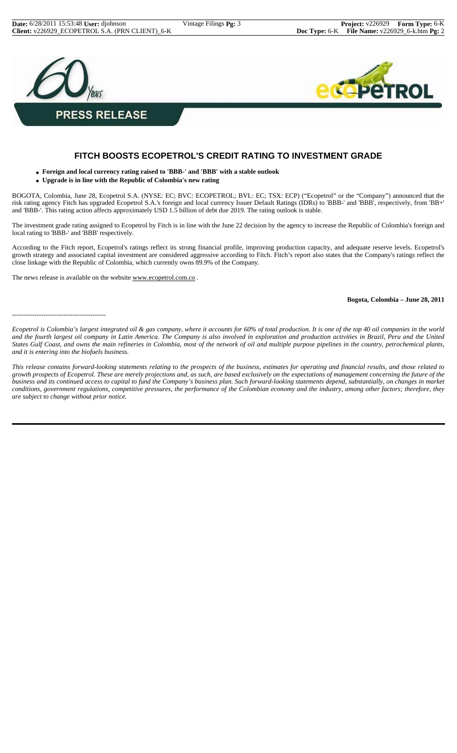**PRESS RELEASE**

# FITCH BOOSTS ECOPETROL'S CREDIT RATING TO INVESTMENT GRADE

- **Foreign and local currency rating raised to 'BBB-' and 'BBB' with a stable outlook**
- **Upgrade is in line with the Republic of Colombia's new rating**

BOGOTA, Colombia, June 28, Ecopetrol S.A. (NYSE: EC; BVC: ECOPETROL; BVL: EC; TSX: ECP) ("Ecopetrol" or the "Company") announced that the risk rating agency Fitch has upgraded Ecopetrol S.A.'s foreign and local currency Issuer Default Ratings (IDRs) to 'BBB-' and 'BBB', respectively, from 'BB+' and 'BBB-'. This rating action affects approximately USD 1.5 billion of debt due 2019. The rating outlook is stable.

The investment grade rating assigned to Ecopetrol by Fitch is in line with the June 22 decision by the agency to increase the Republic of Colombia's foreign and local rating to 'BBB-' and 'BBB' respectively.

According to the Fitch report, Ecopetrol's ratings reflect its strong financial profile, improving production capacity, and adequate reserve levels. Ecopetrol's growth strategy and associated capital investment are considered aggressive according to Fitch. Fitch's report also states that the Company's ratings reflect the close linkage with the Republic of Colombia, which currently owns 89.9% of the Company.

The news release is available on the website www.ecopetrol.com.co .

**Bogota, Colombia – June 28, 2011**

------------------------------------------

*Ecopetrol is Colombia's largest integrated oil & gas company, where it accounts for 60% of total production. It is one of the top 40 oil companies in the world and the fourth largest oil company in Latin America. The Company is also involved in exploration and production activities in Brazil, Peru and the United States Gulf Coast, and owns the main refineries in Colombia, most of the network of oil and multiple purpose pipelines in the country, petrochemical plants, and it is entering into the biofuels business.*

*This release contains forward-looking statements relating to the prospects of the business, estimates for operating and financial results, and those related to growth prospects of Ecopetrol. These are merely projections and, as such, are based exclusively on the expectations of management concerning the future of the business and its continued access to capital to fund the Company's business plan. Such forward-looking statements depend, substantially, on changes in market conditions, government regulations, competitive pressures, the performance of the Colombian economy and the industry, among other factors; therefore, they are subject to change without prior notice.*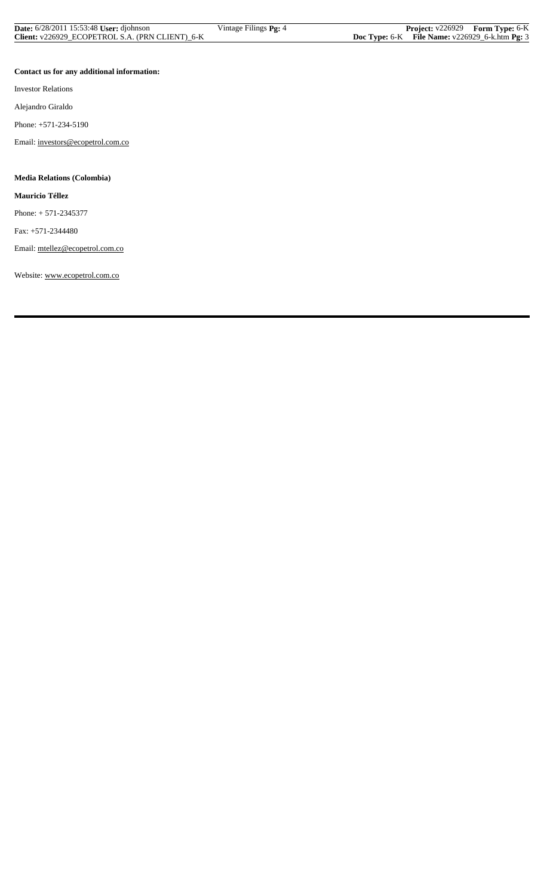**Contact us for any additional information:**

Investor Relations

Alejandro Giraldo

Phone: +571-234-5190

Email: investors@ecopetrol.com.co

**Media Relations (Colombia)**

**Mauricio Téllez**

Phone: + 571-2345377

Fax: +571-2344480

Email: mtellez@ecopetrol.com.co

Website: www.ecopetrol.com.co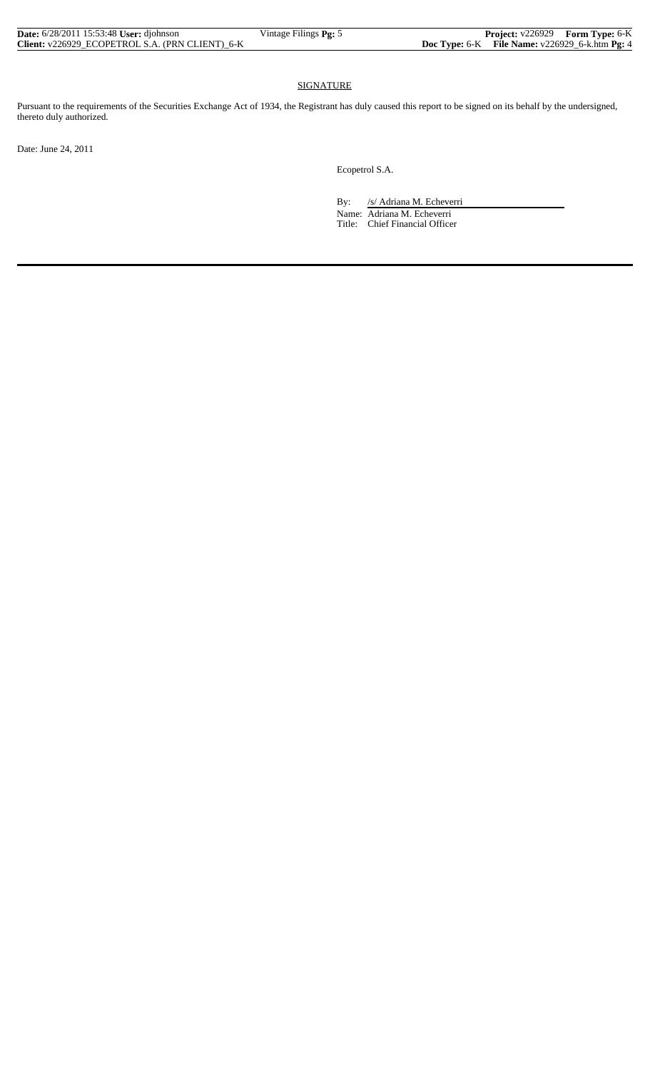## SIGNATURE

Pursuant to the requirements of the Securities Exchange Act of 1934, the Registrant has duly caused this report to be signed on its behalf by the undersigned, thereto duly authorized.

Date: June 24, 2011

Ecopetrol S.A.

By: /s/ Adriana M. Echeverri

Name: Adriana M. Echeverri

Title: Chief Financial Officer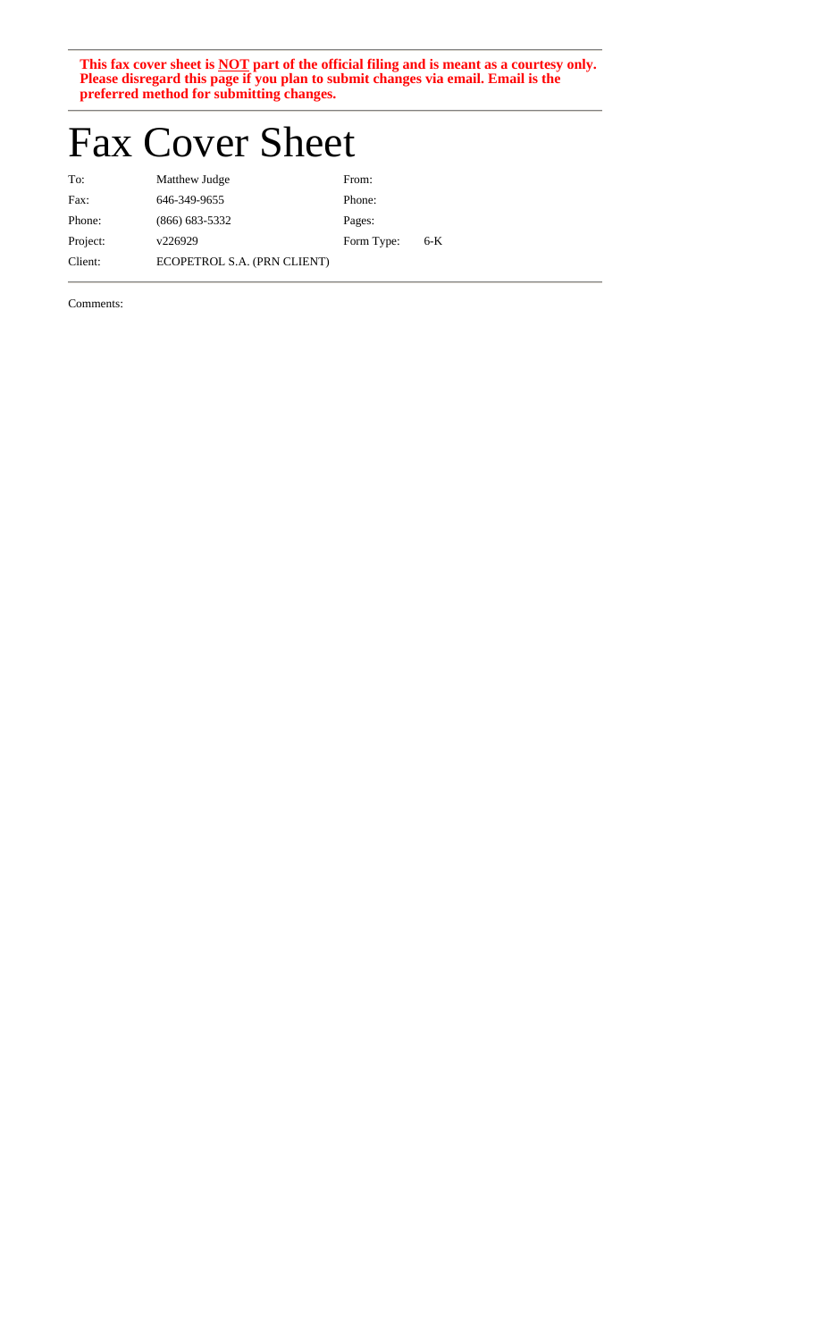**This fax cover sheet is NOT part of the official filing and is meant as a courtesy only. Please disregard this page if you plan to submit changes via email. Email is the preferred method for submitting changes.**

# Fax Cover Sheet

| | | | |
|---|---|---|---|
| To: | Matthew Judge | From: | |
| Fax: | 646-349-9655 | Phone: | |
| Phone: | (866) 683-5332 | Pages: | |
| Project: | v226929 | Form Type: | 6-K |
| Client: | ECOPETROL S.A. (PRN CLIENT) | | |

Comments: